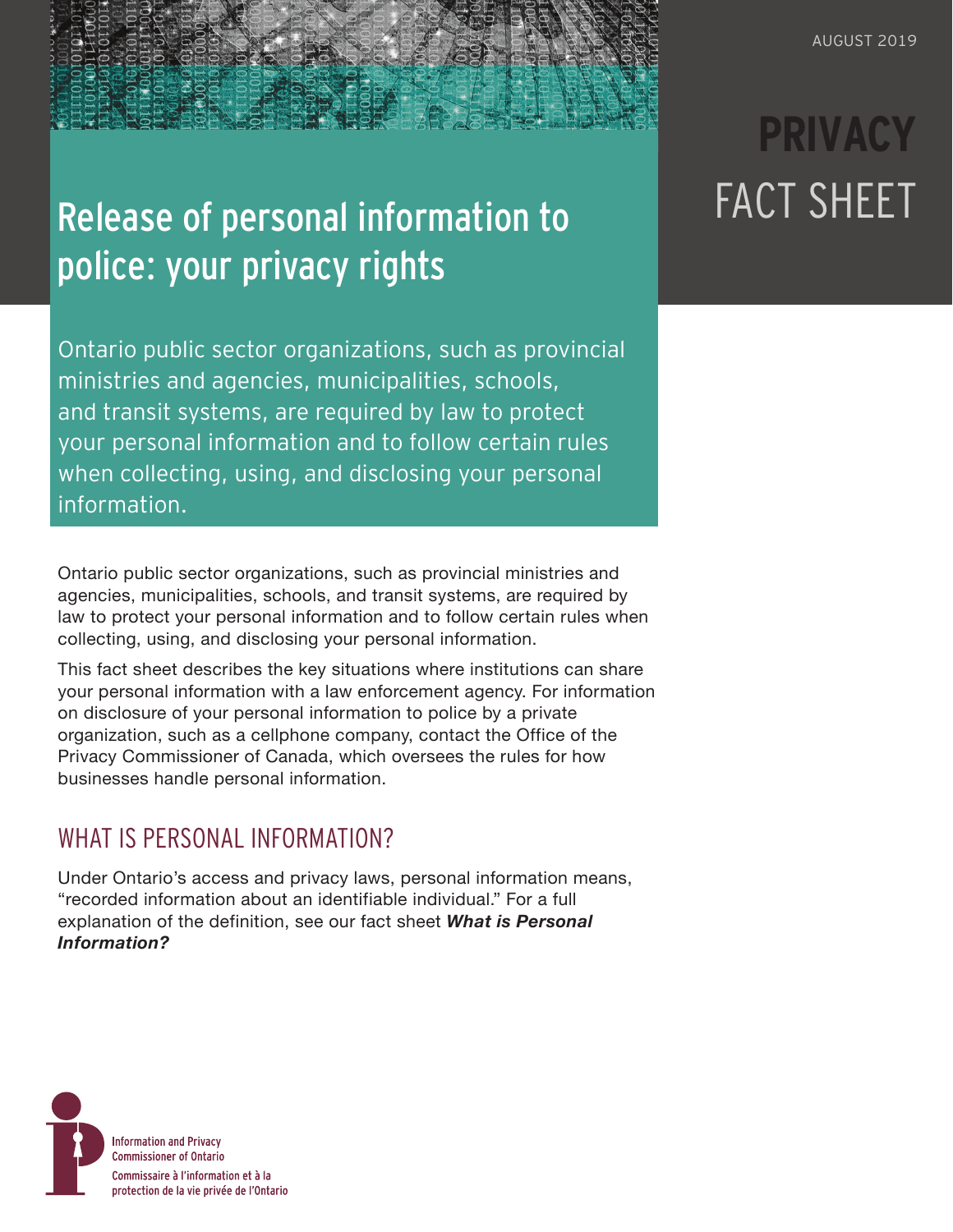AUGUST 2019

# PRIVACY FACT SHEET

# Release of personal information to police: your privacy rights

Ontario public sector organizations, such as provincial ministries and agencies, municipalities, schools, and transit systems, are required by law to protect your personal information and to follow certain rules when collecting, using, and disclosing your personal information.

Ontario public sector organizations, such as provincial ministries and agencies, municipalities, schools, and transit systems, are required by law to protect your personal information and to follow certain rules when collecting, using, and disclosing your personal information.

This fact sheet describes the key situations where institutions can share your personal information with a law enforcement agency. For information on disclosure of your personal information to police by a private organization, such as a cellphone company, contact the Office of the Privacy Commissioner of Canada, which oversees the rules for how businesses handle personal information.

## WHAT IS PERSONAL INFORMATION?

Under Ontario's access and privacy laws, personal information means, "recorded information about an identifiable individual." For a full explanation of the definition, see our fact sheet ***What is Personal Information?***

Information and Privacy Commissioner of Ontario
Commissaire à l'information et à la protection de la vie privée de l'Ontario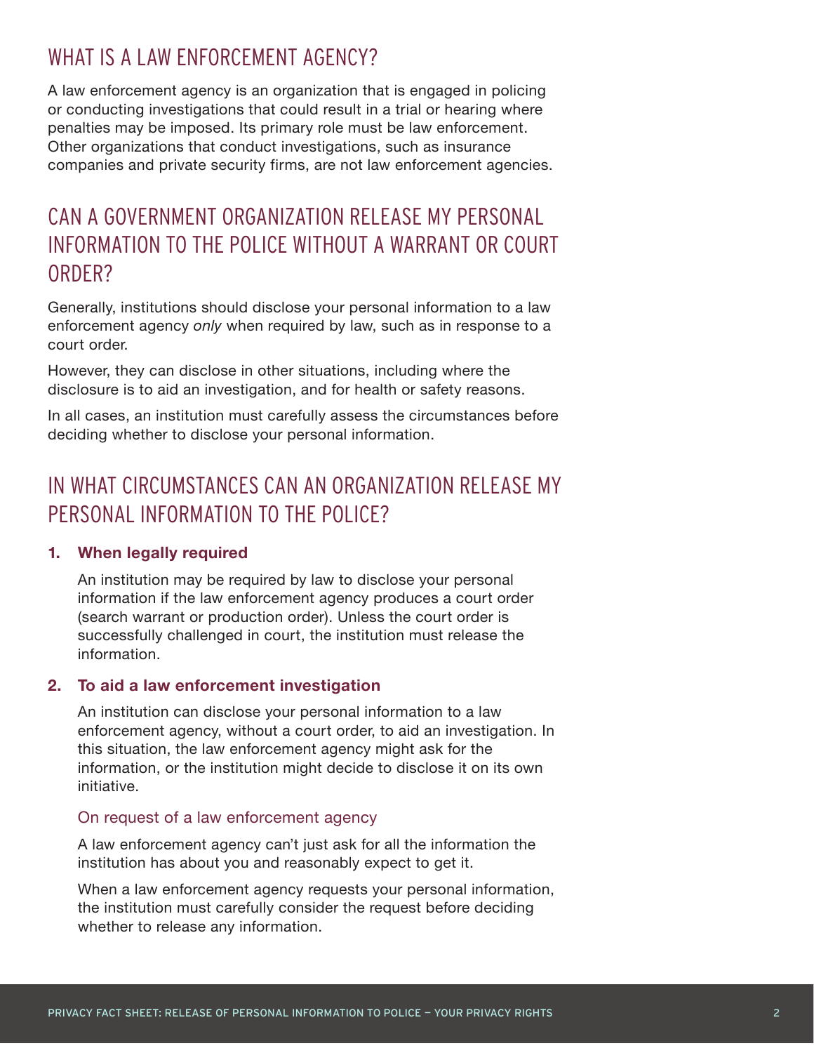## WHAT IS A LAW ENFORCEMENT AGENCY?

A law enforcement agency is an organization that is engaged in policing or conducting investigations that could result in a trial or hearing where penalties may be imposed. Its primary role must be law enforcement. Other organizations that conduct investigations, such as insurance companies and private security firms, are not law enforcement agencies.

## CAN A GOVERNMENT ORGANIZATION RELEASE MY PERSONAL INFORMATION TO THE POLICE WITHOUT A WARRANT OR COURT ORDER?

Generally, institutions should disclose your personal information to a law enforcement agency *only* when required by law, such as in response to a court order.

However, they can disclose in other situations, including where the disclosure is to aid an investigation, and for health or safety reasons.

In all cases, an institution must carefully assess the circumstances before deciding whether to disclose your personal information.

## IN WHAT CIRCUMSTANCES CAN AN ORGANIZATION RELEASE MY PERSONAL INFORMATION TO THE POLICE?

### 1. When legally required

An institution may be required by law to disclose your personal information if the law enforcement agency produces a court order (search warrant or production order). Unless the court order is successfully challenged in court, the institution must release the information.

### 2. To aid a law enforcement investigation

An institution can disclose your personal information to a law enforcement agency, without a court order, to aid an investigation. In this situation, the law enforcement agency might ask for the information, or the institution might decide to disclose it on its own initiative.

#### On request of a law enforcement agency

A law enforcement agency can't just ask for all the information the institution has about you and reasonably expect to get it.

When a law enforcement agency requests your personal information, the institution must carefully consider the request before deciding whether to release any information.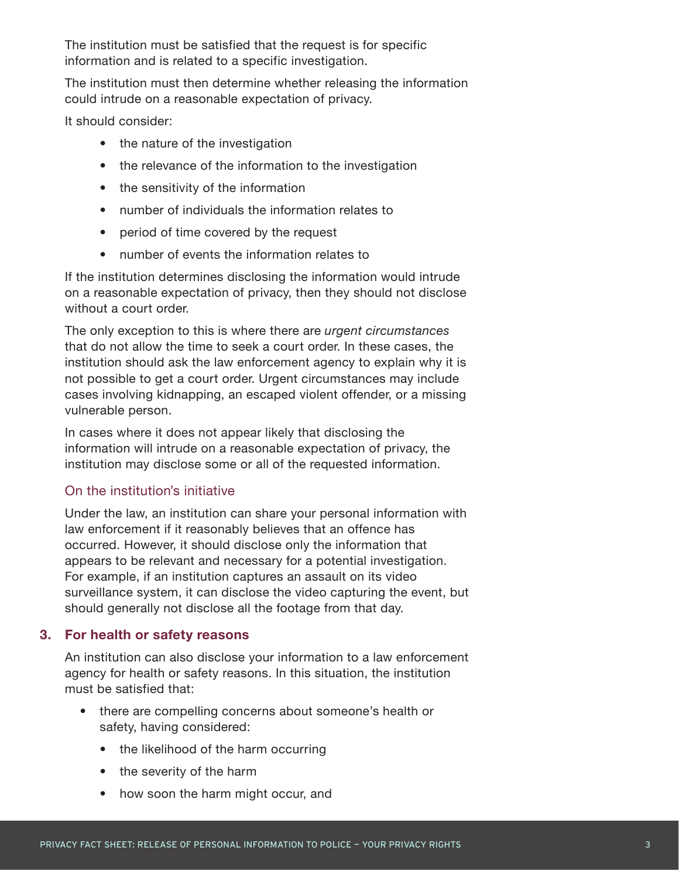The institution must be satisfied that the request is for specific information and is related to a specific investigation.

The institution must then determine whether releasing the information could intrude on a reasonable expectation of privacy.

It should consider:

- the nature of the investigation
- the relevance of the information to the investigation
- the sensitivity of the information
- number of individuals the information relates to
- period of time covered by the request
- number of events the information relates to

If the institution determines disclosing the information would intrude on a reasonable expectation of privacy, then they should not disclose without a court order.

The only exception to this is where there are *urgent circumstances* that do not allow the time to seek a court order. In these cases, the institution should ask the law enforcement agency to explain why it is not possible to get a court order. Urgent circumstances may include cases involving kidnapping, an escaped violent offender, or a missing vulnerable person.

In cases where it does not appear likely that disclosing the information will intrude on a reasonable expectation of privacy, the institution may disclose some or all of the requested information.

### On the institution's initiative

Under the law, an institution can share your personal information with law enforcement if it reasonably believes that an offence has occurred. However, it should disclose only the information that appears to be relevant and necessary for a potential investigation. For example, if an institution captures an assault on its video surveillance system, it can disclose the video capturing the event, but should generally not disclose all the footage from that day.

## 3. For health or safety reasons

An institution can also disclose your information to a law enforcement agency for health or safety reasons. In this situation, the institution must be satisfied that:

- there are compelling concerns about someone's health or safety, having considered:
  - the likelihood of the harm occurring
  - the severity of the harm
  - how soon the harm might occur, and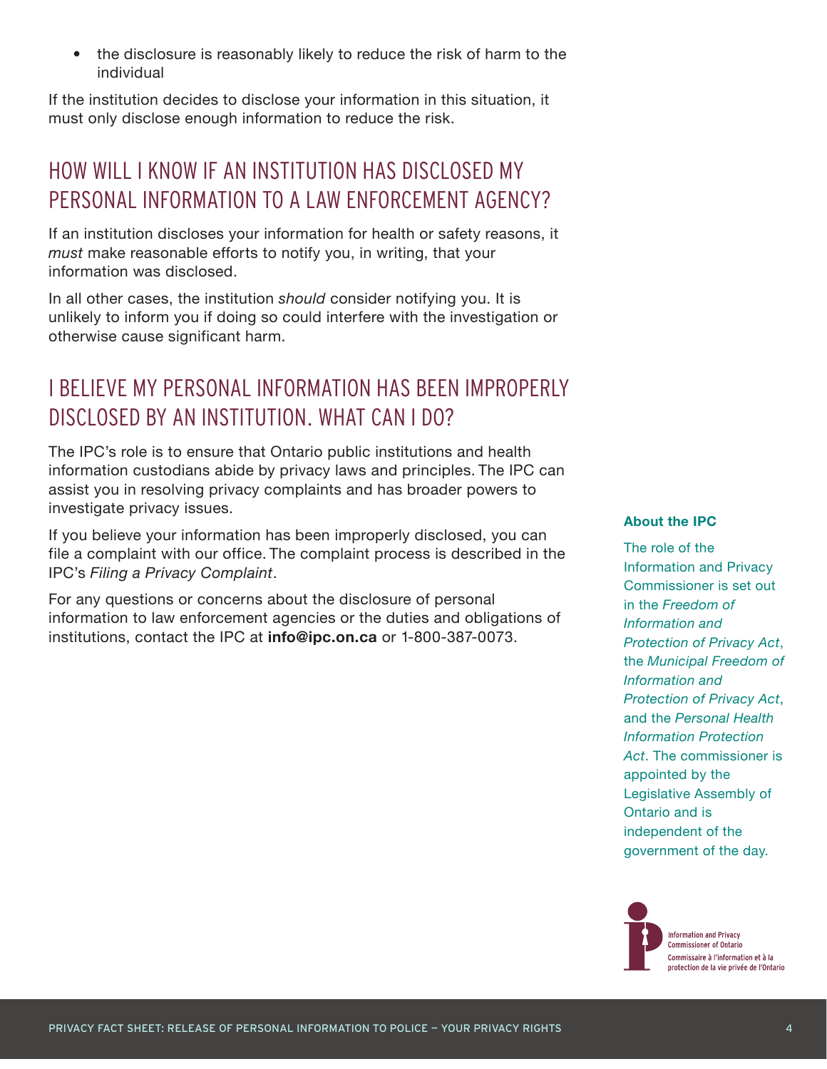- the disclosure is reasonably likely to reduce the risk of harm to the individual

If the institution decides to disclose your information in this situation, it must only disclose enough information to reduce the risk.

## HOW WILL I KNOW IF AN INSTITUTION HAS DISCLOSED MY PERSONAL INFORMATION TO A LAW ENFORCEMENT AGENCY?

If an institution discloses your information for health or safety reasons, it *must* make reasonable efforts to notify you, in writing, that your information was disclosed.

In all other cases, the institution *should* consider notifying you. It is unlikely to inform you if doing so could interfere with the investigation or otherwise cause significant harm.

## I BELIEVE MY PERSONAL INFORMATION HAS BEEN IMPROPERLY DISCLOSED BY AN INSTITUTION. WHAT CAN I DO?

The IPC's role is to ensure that Ontario public institutions and health information custodians abide by privacy laws and principles. The IPC can assist you in resolving privacy complaints and has broader powers to investigate privacy issues.

If you believe your information has been improperly disclosed, you can file a complaint with our office. The complaint process is described in the IPC's *Filing a Privacy Complaint*.

For any questions or concerns about the disclosure of personal information to law enforcement agencies or the duties and obligations of institutions, contact the IPC at **info@ipc.on.ca** or 1-800-387-0073.

**About the IPC**

The role of the Information and Privacy Commissioner is set out in the *Freedom of Information and Protection of Privacy Act*, the *Municipal Freedom of Information and Protection of Privacy Act*, and the *Personal Health Information Protection Act*. The commissioner is appointed by the Legislative Assembly of Ontario and is independent of the government of the day.

Information and Privacy Commissioner of Ontario
Commissaire à l'information et à la protection de la vie privée de l'Ontario